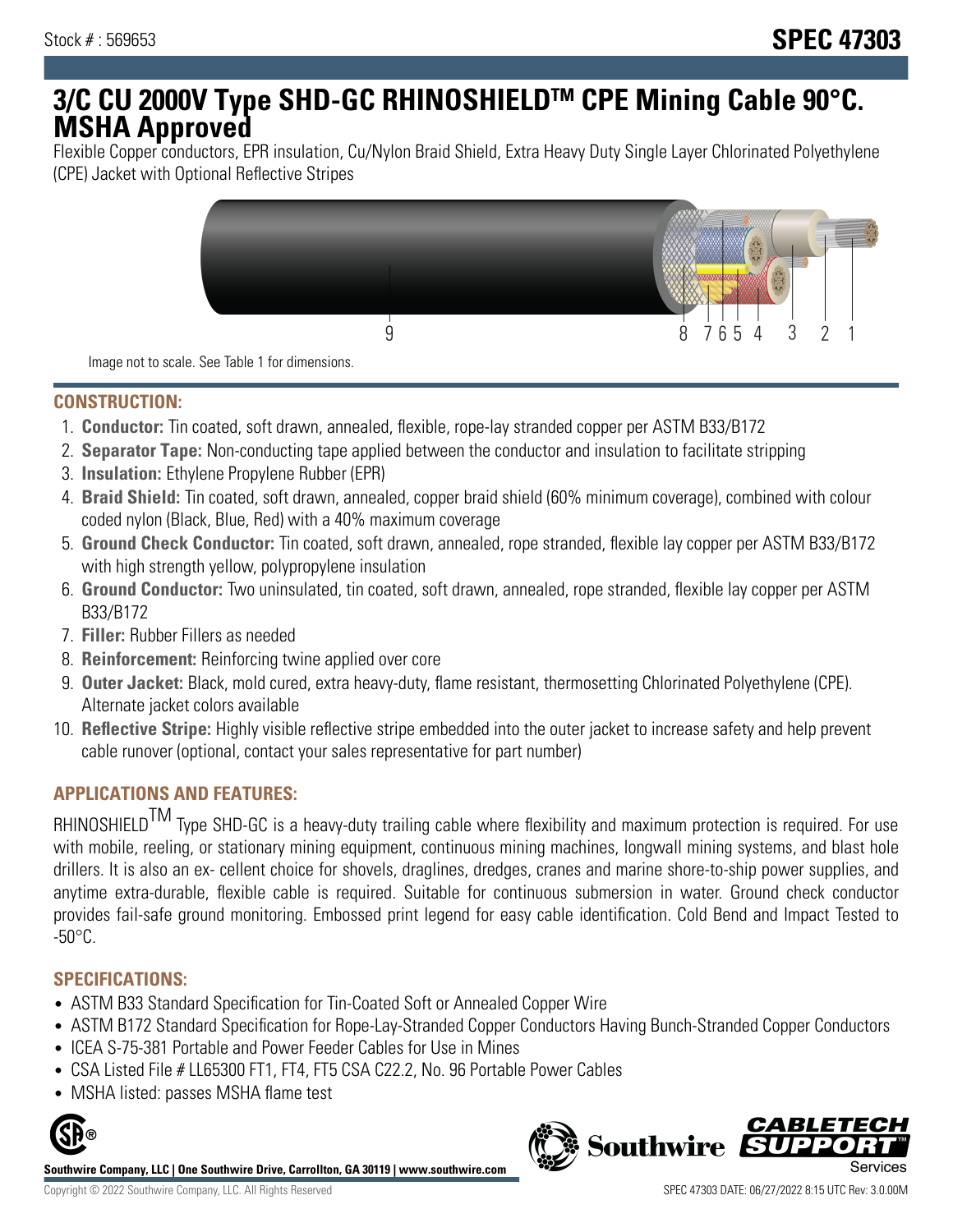Stock # : 569653

**SPEC 47303**

# 3/C CU 2000V Type SHD-GC RHINOSHIELDTM CPE Mining Cable 90°C. MSHA Approved

Flexible Copper conductors, EPR insulation, Cu/Nylon Braid Shield, Extra Heavy Duty Single Layer Chlorinated Polyethylene (CPE) Jacket with Optional Reflective Stripes

Image not to scale. See Table 1 for dimensions.

## CONSTRUCTION:

1. **Conductor:** Tin coated, soft drawn, annealed, flexible, rope-lay stranded copper per ASTM B33/B172
2. **Separator Tape:** Non-conducting tape applied between the conductor and insulation to facilitate stripping
3. **Insulation:** Ethylene Propylene Rubber (EPR)
4. **Braid Shield:** Tin coated, soft drawn, annealed, copper braid shield (60% minimum coverage), combined with colour coded nylon (Black, Blue, Red) with a 40% maximum coverage
5. **Ground Check Conductor:** Tin coated, soft drawn, annealed, rope stranded, flexible lay copper per ASTM B33/B172 with high strength yellow, polypropylene insulation
6. **Ground Conductor:** Two uninsulated, tin coated, soft drawn, annealed, rope stranded, flexible lay copper per ASTM B33/B172
7. **Filler:** Rubber Fillers as needed
8. **Reinforcement:** Reinforcing twine applied over core
9. **Outer Jacket:** Black, mold cured, extra heavy-duty, flame resistant, thermosetting Chlorinated Polyethylene (CPE). Alternate jacket colors available
10. **Reflective Stripe:** Highly visible reflective stripe embedded into the outer jacket to increase safety and help prevent cable runover (optional, contact your sales representative for part number)

## APPLICATIONS AND FEATURES:

RHINOSHIELDTM Type SHD-GC is a heavy-duty trailing cable where flexibility and maximum protection is required. For use with mobile, reeling, or stationary mining equipment, continuous mining machines, longwall mining systems, and blast hole drillers. It is also an ex- cellent choice for shovels, draglines, dredges, cranes and marine shore-to-ship power supplies, and anytime extra-durable, flexible cable is required. Suitable for continuous submersion in water. Ground check conductor provides fail-safe ground monitoring. Embossed print legend for easy cable identification. Cold Bend and Impact Tested to -50°C.

## SPECIFICATIONS:

- ASTM B33 Standard Specification for Tin-Coated Soft or Annealed Copper Wire
- ASTM B172 Standard Specification for Rope-Lay-Stranded Copper Conductors Having Bunch-Stranded Copper Conductors
- ICEA S-75-381 Portable and Power Feeder Cables for Use in Mines
- CSA Listed File # LL65300 FT1, FT4, FT5 CSA C22.2, No. 96 Portable Power Cables
- MSHA listed: passes MSHA flame test

**Southwire Company, LLC | One Southwire Drive, Carrollton, GA 30119 | www.southwire.com**

Copyright © 2022 Southwire Company, LLC. All Rights Reserved

SPEC 47303 DATE: 06/27/2022 8:15 UTC Rev: 3.0.00M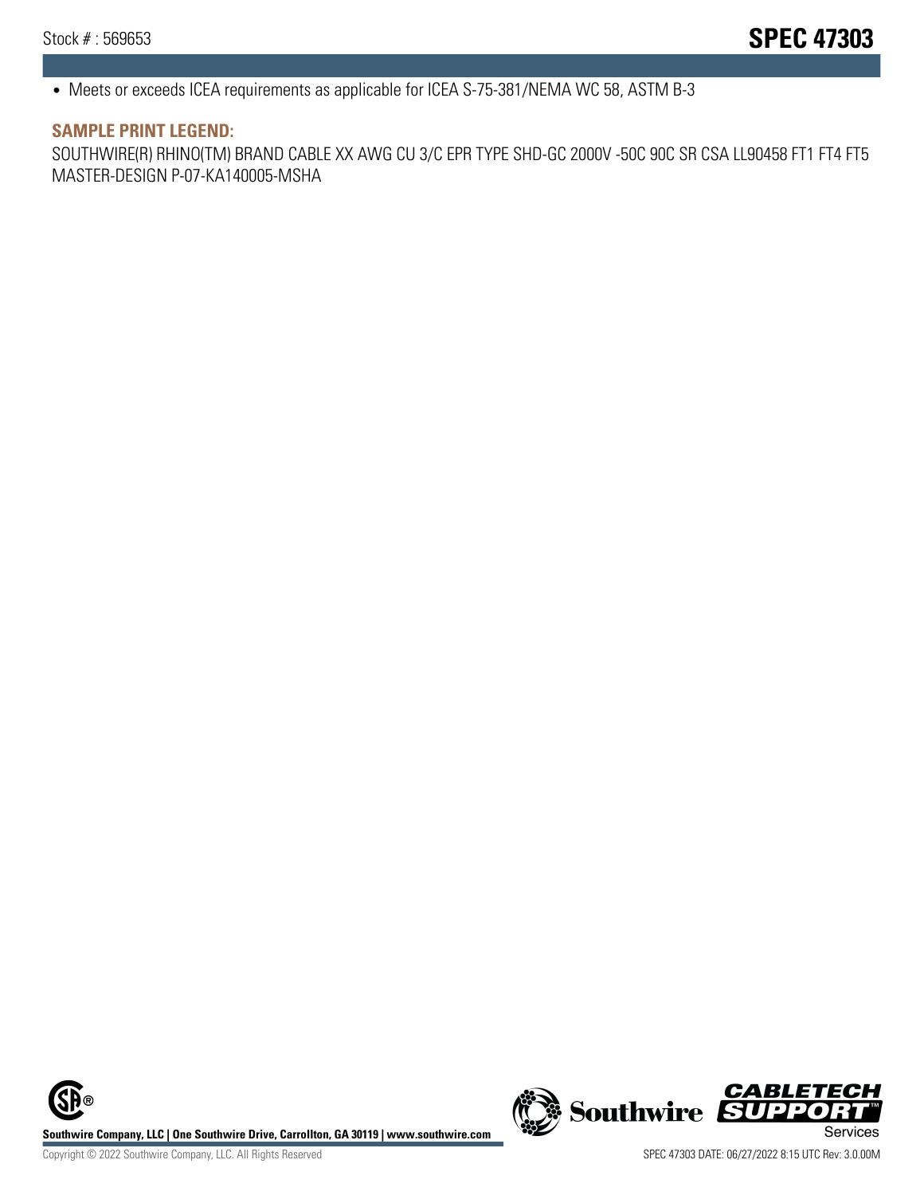- Meets or exceeds ICEA requirements as applicable for ICEA S-75-381/NEMA WC 58, ASTM B-3

### SAMPLE PRINT LEGEND:

SOUTHWIRE(R) RHINO(TM) BRAND CABLE XX AWG CU 3/C EPR TYPE SHD-GC 2000V -50C 90C SR CSA LL90458 FT1 FT4 FT5 MASTER-DESIGN P-07-KA140005-MSHA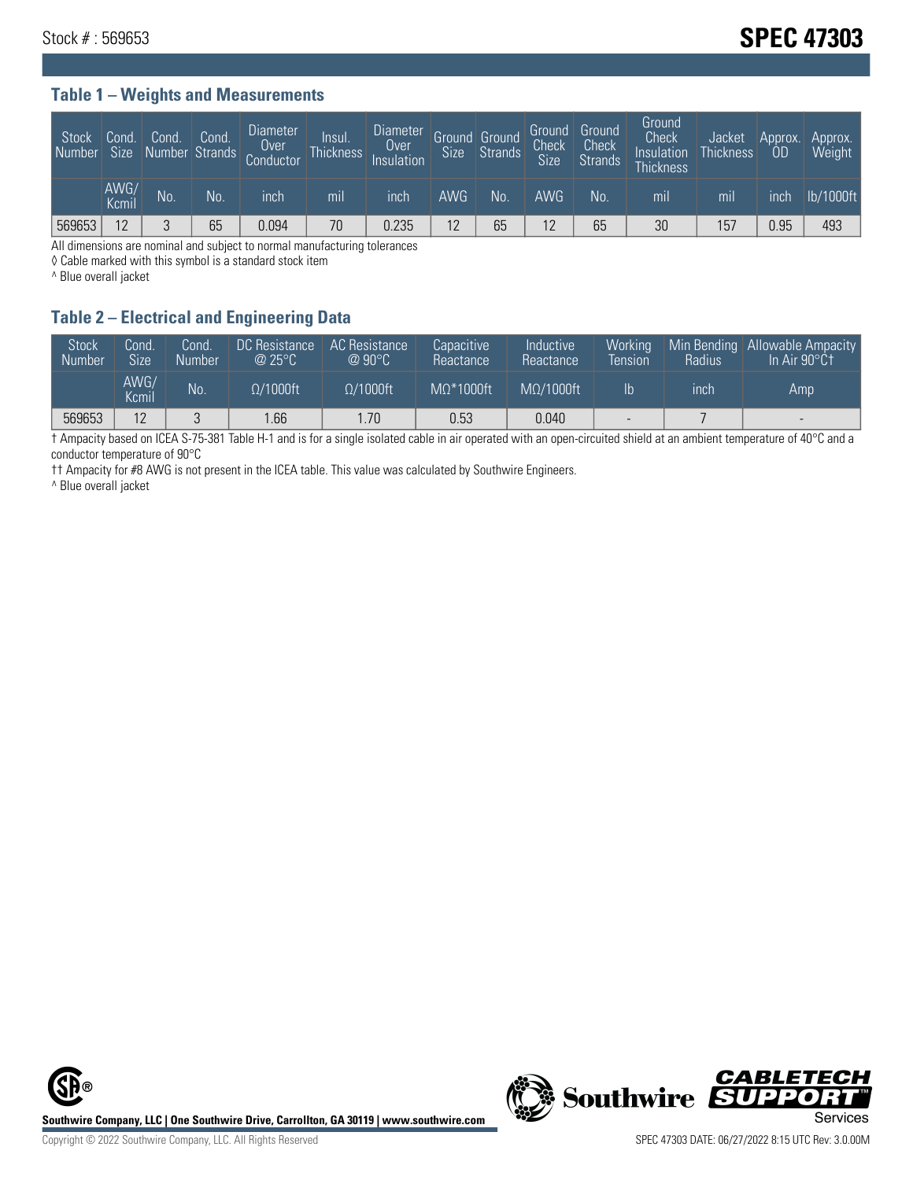Stock # : 569653

# SPEC 47303

### Table 1 – Weights and Measurements

| Stock Number | Cond. Size | Cond. Number | Cond. Strands | Diameter Over Conductor | Insul. Thickness | Diameter Over Insulation | Ground Size | Ground Strands | Ground Check Size | Ground Check Strands | Ground Check Insulation Thickness | Jacket Thickness | Approx. OD | Approx. Weight |
|---|---|---|---|---|---|---|---|---|---|---|---|---|---|---|
| | AWG/ Kcmil | No. | No. | inch | mil | inch | AWG | No. | AWG | No. | mil | mil | inch | lb/1000ft |
| 569653 | 12 | 3 | 65 | 0.094 | 70 | 0.235 | 12 | 65 | 12 | 65 | 30 | 157 | 0.95 | 493 |

All dimensions are nominal and subject to normal manufacturing tolerances

◊ Cable marked with this symbol is a standard stock item

^ Blue overall jacket

### Table 2 – Electrical and Engineering Data

| Stock Number | Cond. Size | Cond. Number | DC Resistance @ 25°C | AC Resistance @ 90°C | Capacitive Reactance | Inductive Reactance | Working Tension | Min Bending Radius | Allowable Ampacity In Air 90°C† |
|---|---|---|---|---|---|---|---|---|---|
| | AWG/ Kcmil | No. | Ω/1000ft | Ω/1000ft | MΩ*1000ft | MΩ/1000ft | lb | inch | Amp |
| 569653 | 12 | 3 | 1.66 | 1.70 | 0.53 | 0.040 | - | 7 | - |

† Ampacity based on ICEA S-75-381 Table H-1 and is for a single isolated cable in air operated with an open-circuited shield at an ambient temperature of 40°C and a conductor temperature of 90°C

†† Ampacity for #8 AWG is not present in the ICEA table. This value was calculated by Southwire Engineers.

^ Blue overall jacket

**Southwire Company, LLC | One Southwire Drive, Carrollton, GA 30119 | www.southwire.com**

Copyright © 2022 Southwire Company, LLC. All Rights Reserved

SPEC 47303 DATE: 06/27/2022 8:15 UTC Rev: 3.0.00M